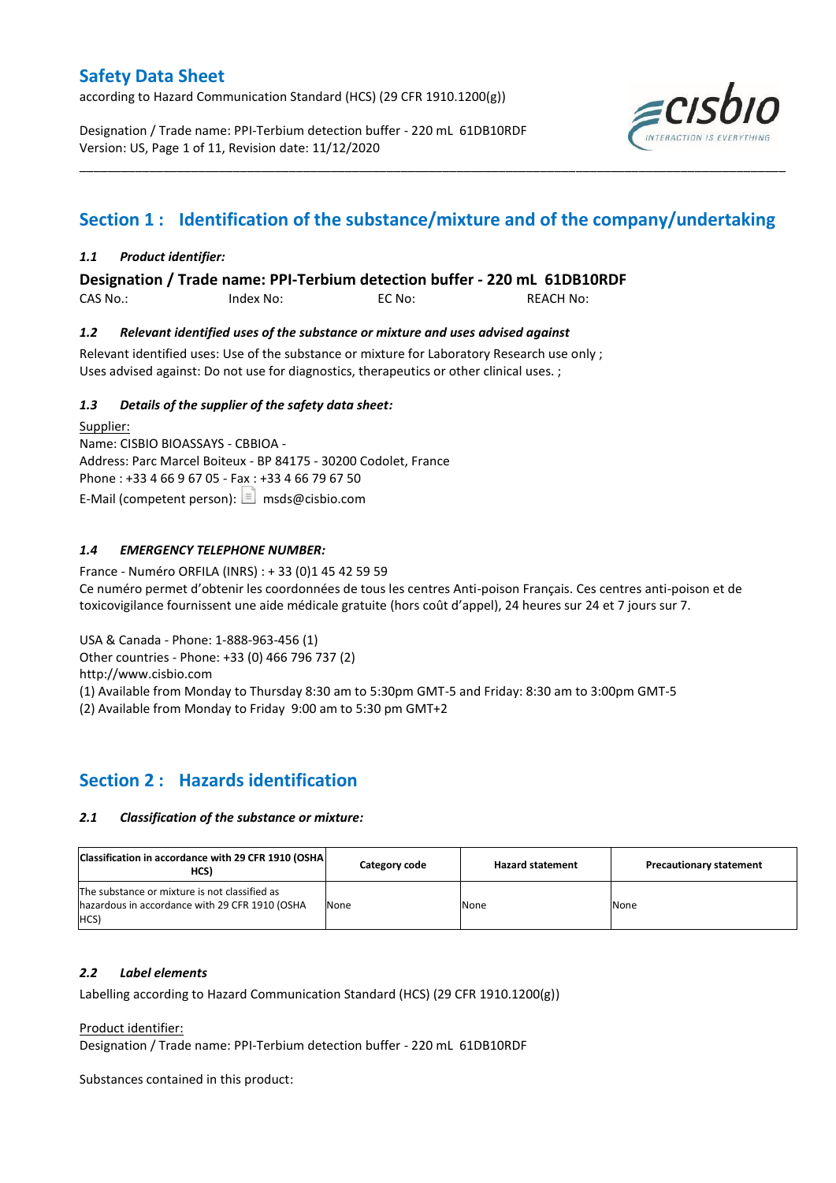# Safety Data Sheet

according to Hazard Communication Standard (HCS) (29 CFR 1910.1200(g))

Designation / Trade name: PPI-Terbium detection buffer - 220 mL 61DB10RDF
Version: US, Page 1 of 11, Revision date: 11/12/2020

## Section 1 : Identification of the substance/mixture and of the company/undertaking

### *1.1 Product identifier:*

**Designation / Trade name: PPI-Terbium detection buffer - 220 mL 61DB10RDF**

CAS No.: Index No: EC No: REACH No:

### *1.2 Relevant identified uses of the substance or mixture and uses advised against*

Relevant identified uses: Use of the substance or mixture for Laboratory Research use only ;
Uses advised against: Do not use for diagnostics, therapeutics or other clinical uses. ;

### *1.3 Details of the supplier of the safety data sheet:*

Supplier:
Name: CISBIO BIOASSAYS - CBBIOA -
Address: Parc Marcel Boiteux - BP 84175 - 30200 Codolet, France
Phone : +33 4 66 9 67 05 - Fax : +33 4 66 79 67 50
E-Mail (competent person): msds@cisbio.com

### *1.4 EMERGENCY TELEPHONE NUMBER:*

France - Numéro ORFILA (INRS) : + 33 (0)1 45 42 59 59
Ce numéro permet d'obtenir les coordonnées de tous les centres Anti-poison Français. Ces centres anti-poison et de toxicovigilance fournissent une aide médicale gratuite (hors coût d'appel), 24 heures sur 24 et 7 jours sur 7.

USA & Canada - Phone: 1-888-963-456 (1)
Other countries - Phone: +33 (0) 466 796 737 (2)
http://www.cisbio.com
(1) Available from Monday to Thursday 8:30 am to 5:30pm GMT-5 and Friday: 8:30 am to 3:00pm GMT-5
(2) Available from Monday to Friday 9:00 am to 5:30 pm GMT+2

## Section 2 : Hazards identification

### *2.1 Classification of the substance or mixture:*

| Classification in accordance with 29 CFR 1910 (OSHA HCS) | Category code | Hazard statement | Precautionary statement |
|---|---|---|---|
| The substance or mixture is not classified as hazardous in accordance with 29 CFR 1910 (OSHA HCS) | None | None | None |

### *2.2 Label elements*

Labelling according to Hazard Communication Standard (HCS) (29 CFR 1910.1200(g))

Product identifier:
Designation / Trade name: PPI-Terbium detection buffer - 220 mL 61DB10RDF

Substances contained in this product: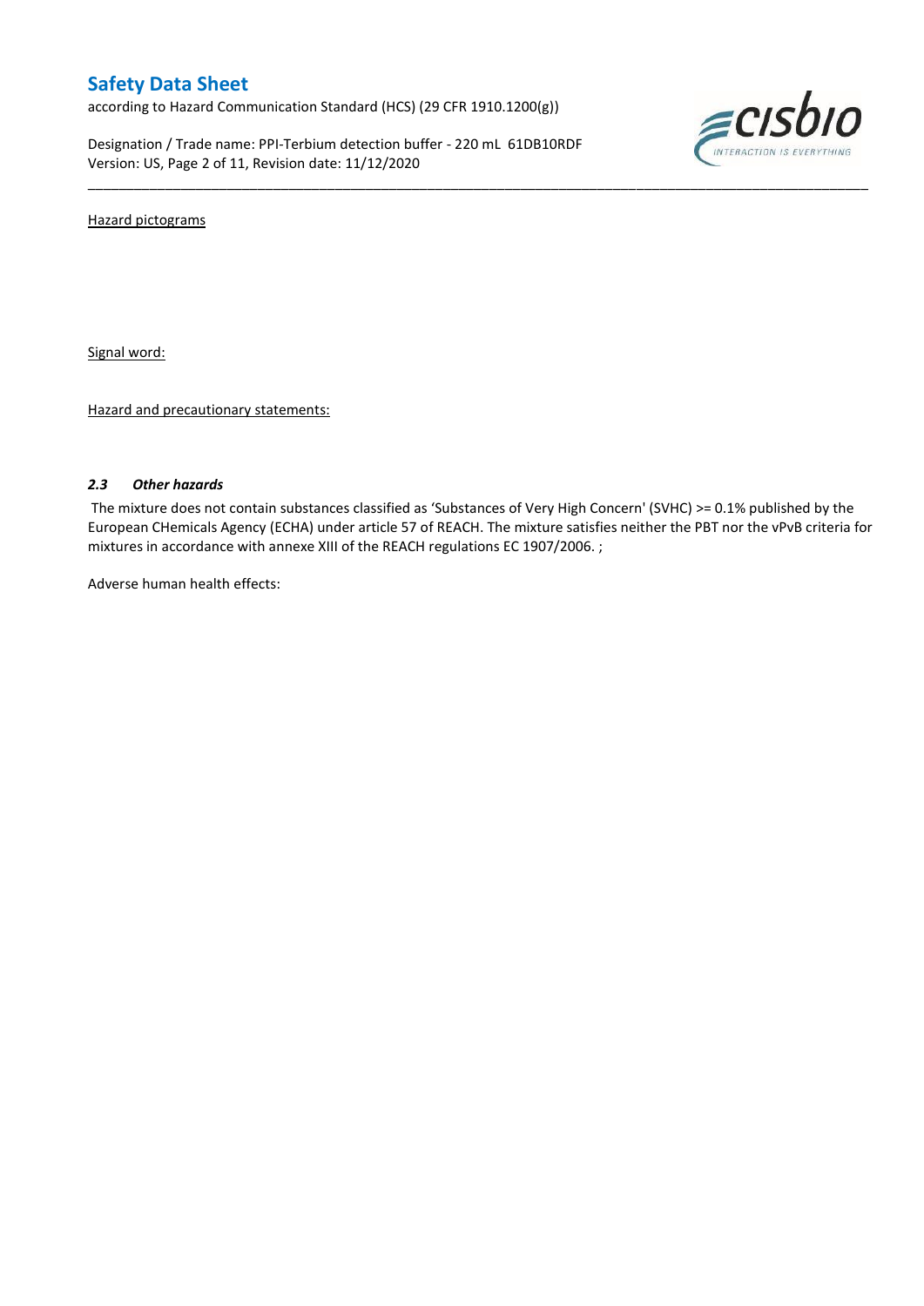Hazard pictograms

Signal word:

Hazard and precautionary statements:

### *2.3 Other hazards*

The mixture does not contain substances classified as 'Substances of Very High Concern' (SVHC) >= 0.1% published by the European CHemicals Agency (ECHA) under article 57 of REACH. The mixture satisfies neither the PBT nor the vPvB criteria for mixtures in accordance with annexe XIII of the REACH regulations EC 1907/2006. ;

Adverse human health effects: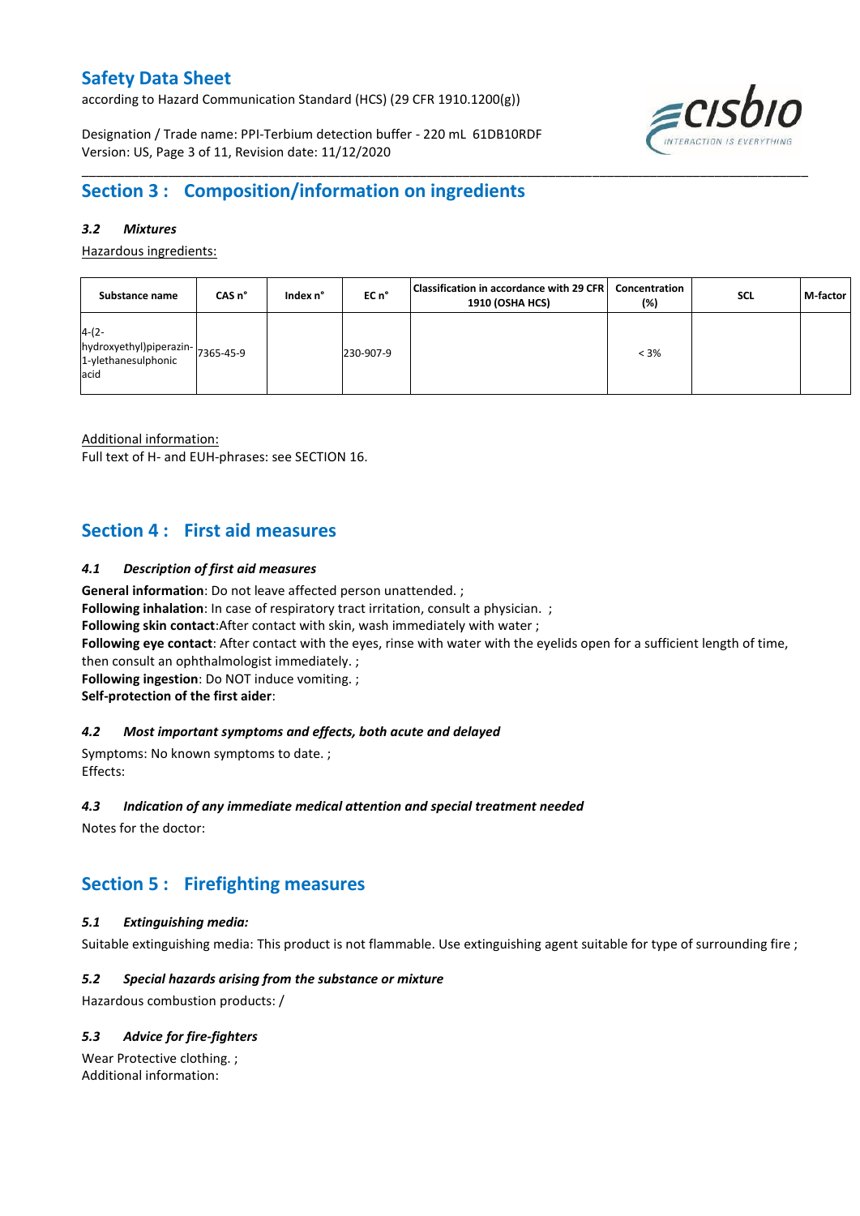## Section 3 : Composition/information on ingredients

### *3.2 Mixtures*

Hazardous ingredients:

| Substance name | CAS n° | Index n° | EC n° | Classification in accordance with 29 CFR 1910 (OSHA HCS) | Concentration (%) | SCL | M-factor |
|---|---|---|---|---|---|---|---|
| 4-(2-hydroxyethyl)piperazin-1-ylethanesulphonic acid | 7365-45-9 | | 230-907-9 | | < 3% | | |

Additional information:
Full text of H- and EUH-phrases: see SECTION 16.

## Section 4 : First aid measures

### *4.1 Description of first aid measures*

**General information**: Do not leave affected person unattended. ;
**Following inhalation**: In case of respiratory tract irritation, consult a physician. ;
**Following skin contact**:After contact with skin, wash immediately with water ;
**Following eye contact**: After contact with the eyes, rinse with water with the eyelids open for a sufficient length of time, then consult an ophthalmologist immediately. ;
**Following ingestion**: Do NOT induce vomiting. ;
**Self-protection of the first aider**:

### *4.2 Most important symptoms and effects, both acute and delayed*

Symptoms: No known symptoms to date. ;
Effects:

### *4.3 Indication of any immediate medical attention and special treatment needed*

Notes for the doctor:

## Section 5 : Firefighting measures

### *5.1 Extinguishing media:*

Suitable extinguishing media: This product is not flammable. Use extinguishing agent suitable for type of surrounding fire ;

### *5.2 Special hazards arising from the substance or mixture*

Hazardous combustion products: /

### *5.3 Advice for fire-fighters*

Wear Protective clothing. ;
Additional information: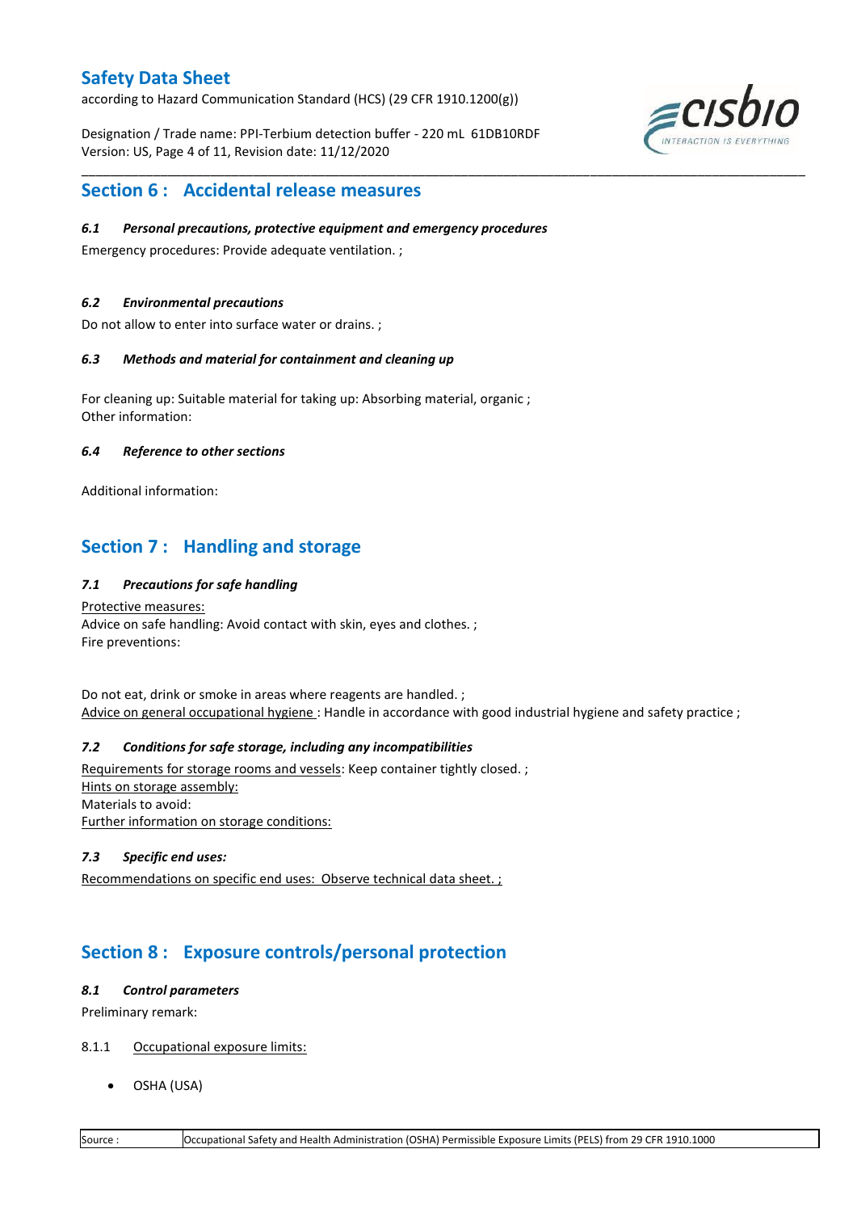## Section 6 : Accidental release measures

### *6.1 Personal precautions, protective equipment and emergency procedures*

Emergency procedures: Provide adequate ventilation. ;

### *6.2 Environmental precautions*

Do not allow to enter into surface water or drains. ;

### *6.3 Methods and material for containment and cleaning up*

For cleaning up: Suitable material for taking up: Absorbing material, organic ;
Other information:

### *6.4 Reference to other sections*

Additional information:

## Section 7 : Handling and storage

### *7.1 Precautions for safe handling*

Protective measures:
Advice on safe handling: Avoid contact with skin, eyes and clothes. ;
Fire preventions:

Do not eat, drink or smoke in areas where reagents are handled. ;
Advice on general occupational hygiene : Handle in accordance with good industrial hygiene and safety practice ;

### *7.2 Conditions for safe storage, including any incompatibilities*

Requirements for storage rooms and vessels: Keep container tightly closed. ;
Hints on storage assembly:
Materials to avoid:
Further information on storage conditions:

### *7.3 Specific end uses:*

Recommendations on specific end uses: Observe technical data sheet. ;

## Section 8 : Exposure controls/personal protection

### *8.1 Control parameters*

Preliminary remark:

8.1.1 Occupational exposure limits:

- OSHA (USA)

| Source : | Occupational Safety and Health Administration (OSHA) Permissible Exposure Limits (PELS) from 29 CFR 1910.1000 |
|---|---|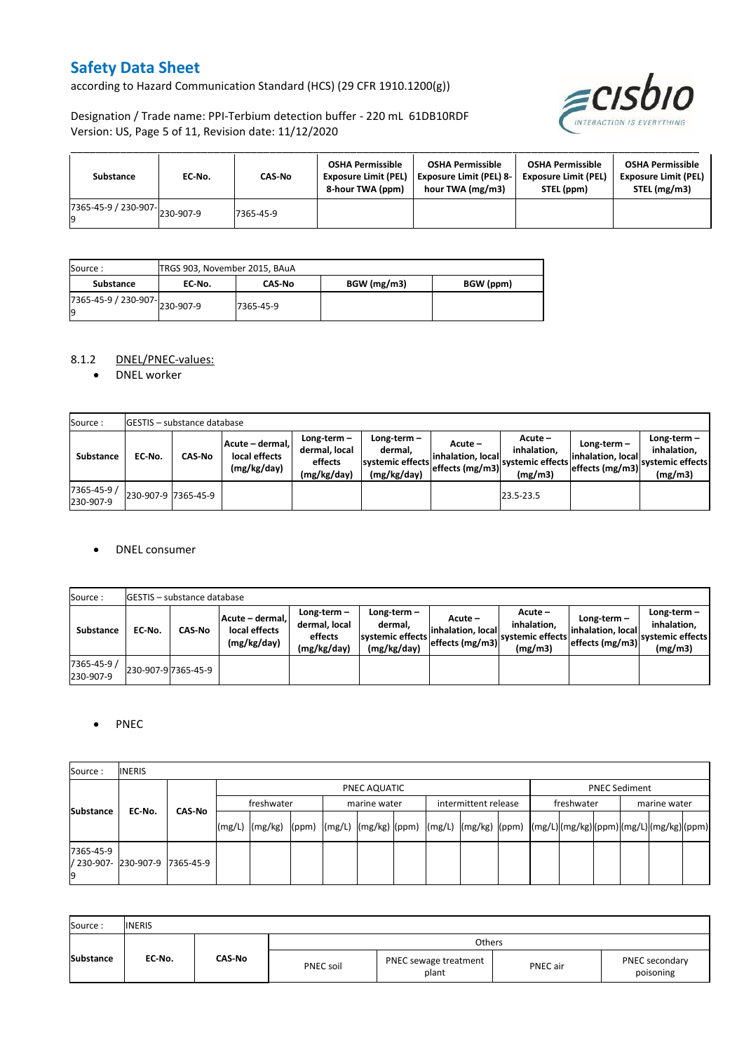| Substance | EC-No. | CAS-No | OSHA Permissible Exposure Limit (PEL) 8-hour TWA (ppm) | OSHA Permissible Exposure Limit (PEL) 8-hour TWA (mg/m3) | OSHA Permissible Exposure Limit (PEL) STEL (ppm) | OSHA Permissible Exposure Limit (PEL) STEL (mg/m3) |
|---|---|---|---|---|---|---|
| 7365-45-9 / 230-907-9 | 230-907-9 | 7365-45-9 | | | | |

| Source : | TRGS 903, November 2015, BAuA | | | |
|---|---|---|---|---|
| **Substance** | **EC-No.** | **CAS-No** | **BGW (mg/m3)** | **BGW (ppm)** |
| 7365-45-9 / 230-907-9 | 230-907-9 | 7365-45-9 | | |

8.1.2 DNEL/PNEC-values:

- DNEL worker

| Source : | GESTIS – substance database | | | | | | | | |
|---|---|---|---|---|---|---|---|---|---|
| **Substance** | **EC-No.** | **CAS-No** | **Acute – dermal, local effects (mg/kg/day)** | **Long-term – dermal, local effects (mg/kg/day)** | **Long-term – dermal, systemic effects (mg/kg/day)** | **Acute – inhalation, local effects (mg/m3)** | **Acute – inhalation, systemic effects (mg/m3)** | **Long-term – inhalation, local effects (mg/m3)** | **Long-term – inhalation, systemic effects (mg/m3)** |
| 7365-45-9 / 230-907-9 | 230-907-9 | 7365-45-9 | | | | | 23.5-23.5 | | |

- DNEL consumer

| Source : | GESTIS – substance database | | | | | | | | |
|---|---|---|---|---|---|---|---|---|---|
| **Substance** | **EC-No.** | **CAS-No** | **Acute – dermal, local effects (mg/kg/day)** | **Long-term – dermal, local effects (mg/kg/day)** | **Long-term – dermal, systemic effects (mg/kg/day)** | **Acute – inhalation, local effects (mg/m3)** | **Acute – inhalation, systemic effects (mg/m3)** | **Long-term – inhalation, local effects (mg/m3)** | **Long-term – inhalation, systemic effects (mg/m3)** |
| 7365-45-9 / 230-907-9 | 230-907-9 | 7365-45-9 | | | | | | | |

- PNEC

| Source : | INERIS | | | | | | | | | | | | | | | | | |
|---|---|---|---|---|---|---|---|---|---|---|---|---|---|---|---|---|---|---|
| **Substance** | **EC-No.** | **CAS-No** | PNEC AQUATIC | | | | | | | | | PNEC Sediment | | | | | |
| | | | freshwater | | | marine water | | | intermittent release | | | freshwater | | | marine water | | |
| | | | (mg/L) | (mg/kg) | (ppm) | (mg/L) | (mg/kg) | (ppm) | (mg/L) | (mg/kg) | (ppm) | (mg/L) | (mg/kg) | (ppm) | (mg/L) | (mg/kg) | (ppm) |
| 7365-45-9 / 230-907-9 | 230-907-9 | 7365-45-9 | | | | | | | | | | | | | | | |

| Source : | INERIS | | | | | |
|---|---|---|---|---|---|---|
| **Substance** | **EC-No.** | **CAS-No** | Others | | | |
| | | | PNEC soil | PNEC sewage treatment plant | PNEC air | PNEC secondary poisoning |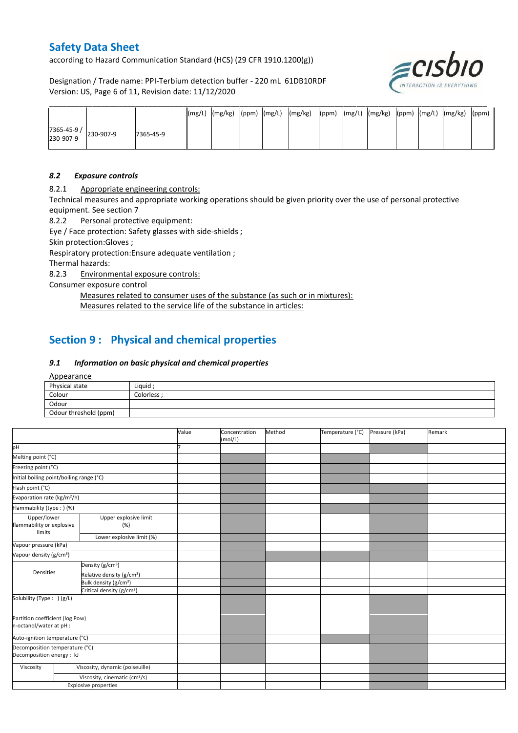| | | | (mg/L) | (mg/kg) | (ppm) | (mg/L) | (mg/kg) | (ppm) | (mg/L) | (mg/kg) | (ppm) | (mg/L) | (mg/kg) | (ppm) |
|---|---|---|---|---|---|---|---|---|---|---|---|---|---|---|
| 7365-45-9 / 230-907-9 | 230-907-9 | 7365-45-9 | | | | | | | | | | | | |

### *8.2 Exposure controls*

8.2.1 Appropriate engineering controls:

Technical measures and appropriate working operations should be given priority over the use of personal protective equipment. See section 7

8.2.2 Personal protective equipment:

Eye / Face protection: Safety glasses with side-shields ;

Skin protection:Gloves ;

Respiratory protection:Ensure adequate ventilation ;

Thermal hazards:

8.2.3 Environmental exposure controls:

Consumer exposure control

Measures related to consumer uses of the substance (as such or in mixtures):

Measures related to the service life of the substance in articles:

## Section 9 : Physical and chemical properties

### *9.1 Information on basic physical and chemical properties*

Appearance

| Physical state | Liquid ; |
|---|---|
| Colour | Colorless ; |
| Odour | |
| Odour threshold (ppm) | |

| | | Value | Concentration (mol/L) | Method | Temperature (°C) | Pressure (kPa) | Remark |
|---|---|---|---|---|---|---|---|
| pH | | 7 | | | | | |
| Melting point (°C) | | | | | | | |
| Freezing point (°C) | | | | | | | |
| Initial boiling point/boiling range (°C) | | | | | | | |
| Flash point (°C) | | | | | | | |
| Evaporation rate (kg/m²/h) | | | | | | | |
| Flammability (type : ) (%) | | | | | | | |
| Upper/lower flammability or explosive limits | Upper explosive limit (%) | | | | | | |
| | Lower explosive limit (%) | | | | | | |
| Vapour pressure (kPa) | | | | | | | |
| Vapour density (g/cm³) | | | | | | | |
| Densities | Density (g/cm³) | | | | | | |
| | Relative density (g/cm³) | | | | | | |
| | Bulk density (g/cm³) | | | | | | |
| | Critical density (g/cm³) | | | | | | |
| Solubility (Type : ) (g/L) | | | | | | | |
| Partition coefficient (log Pow) n-octanol/water at pH : | | | | | | | |
| Auto-ignition temperature (°C) | | | | | | | |
| Decomposition temperature (°C) Decomposition energy : kJ | | | | | | | |
| Viscosity | Viscosity, dynamic (poiseuille) | | | | | | |
| | Viscosity, cinematic (cm²/s) | | | | | | |
| Explosive properties | | | | | | | |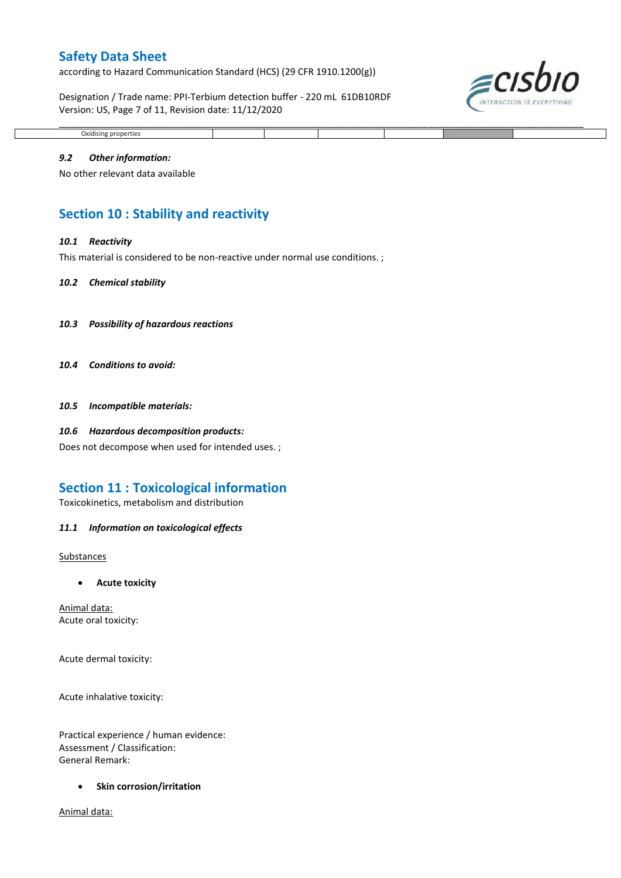| Oxidising properties | | | | | | |
|---|---|---|---|---|---|---|

### 9.2 *Other information:*

No other relevant data available

## Section 10 : Stability and reactivity

### 10.1 *Reactivity*

This material is considered to be non-reactive under normal use conditions. ;

### 10.2 *Chemical stability*

### 10.3 *Possibility of hazardous reactions*

### 10.4 *Conditions to avoid:*

### 10.5 *Incompatible materials:*

### 10.6 *Hazardous decomposition products:*

Does not decompose when used for intended uses. ;

## Section 11 : Toxicological information

Toxicokinetics, metabolism and distribution

### 11.1 *Information on toxicological effects*

Substances

- **Acute toxicity**

Animal data:
Acute oral toxicity:

Acute dermal toxicity:

Acute inhalative toxicity:

Practical experience / human evidence:
Assessment / Classification:
General Remark:

- **Skin corrosion/irritation**

Animal data: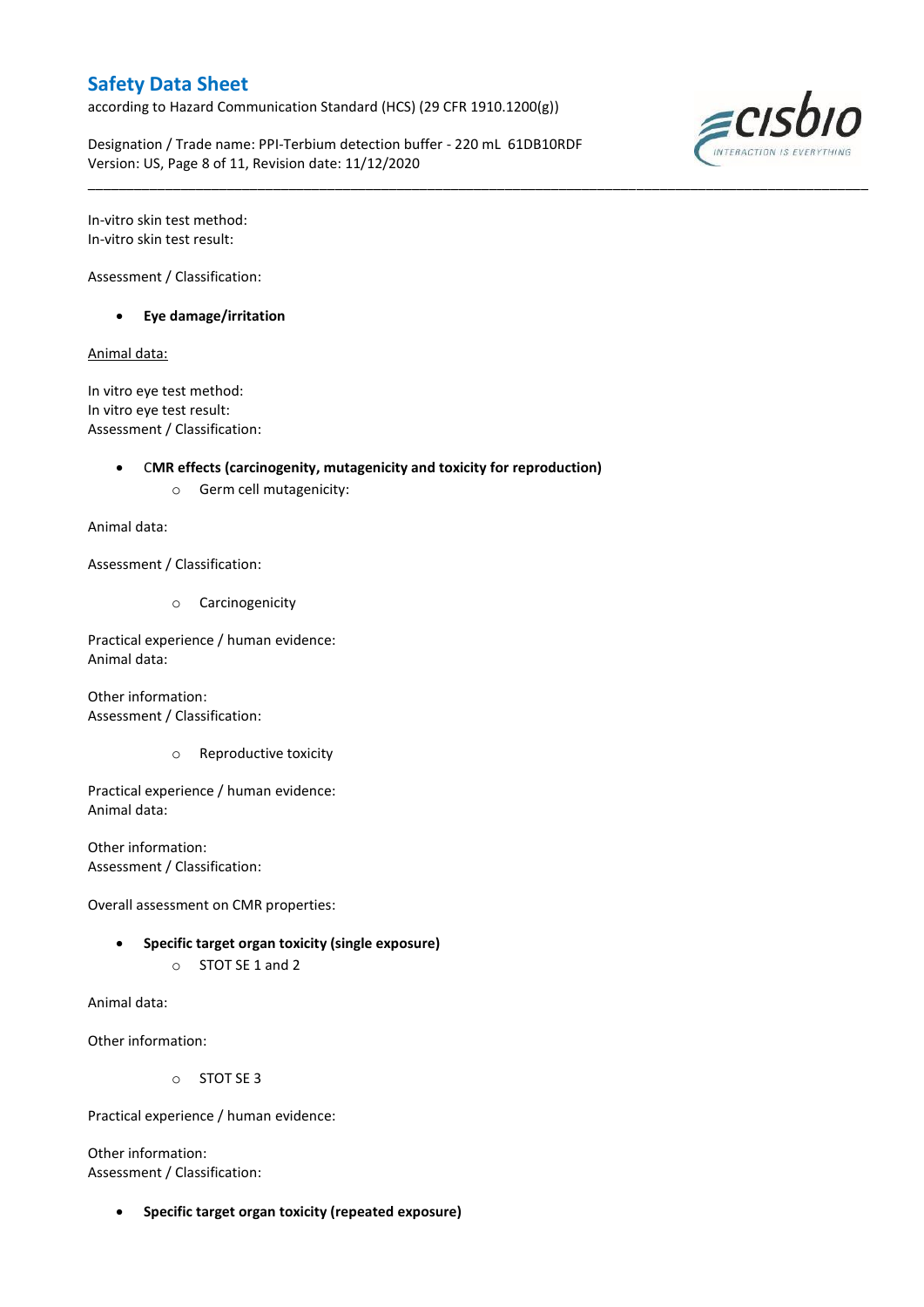In-vitro skin test method:
In-vitro skin test result:

Assessment / Classification:

- **Eye damage/irritation**

Animal data:

In vitro eye test method:
In vitro eye test result:
Assessment / Classification:

- C**MR effects (carcinogenity, mutagenicity and toxicity for reproduction)**
    - Germ cell mutagenicity:

Animal data:

Assessment / Classification:

- Carcinogenicity

Practical experience / human evidence:
Animal data:

Other information:
Assessment / Classification:

- Reproductive toxicity

Practical experience / human evidence:
Animal data:

Other information:
Assessment / Classification:

Overall assessment on CMR properties:

- **Specific target organ toxicity (single exposure)**
    - STOT SE 1 and 2

Animal data:

Other information:

- STOT SE 3

Practical experience / human evidence:

Other information:
Assessment / Classification:

- **Specific target organ toxicity (repeated exposure)**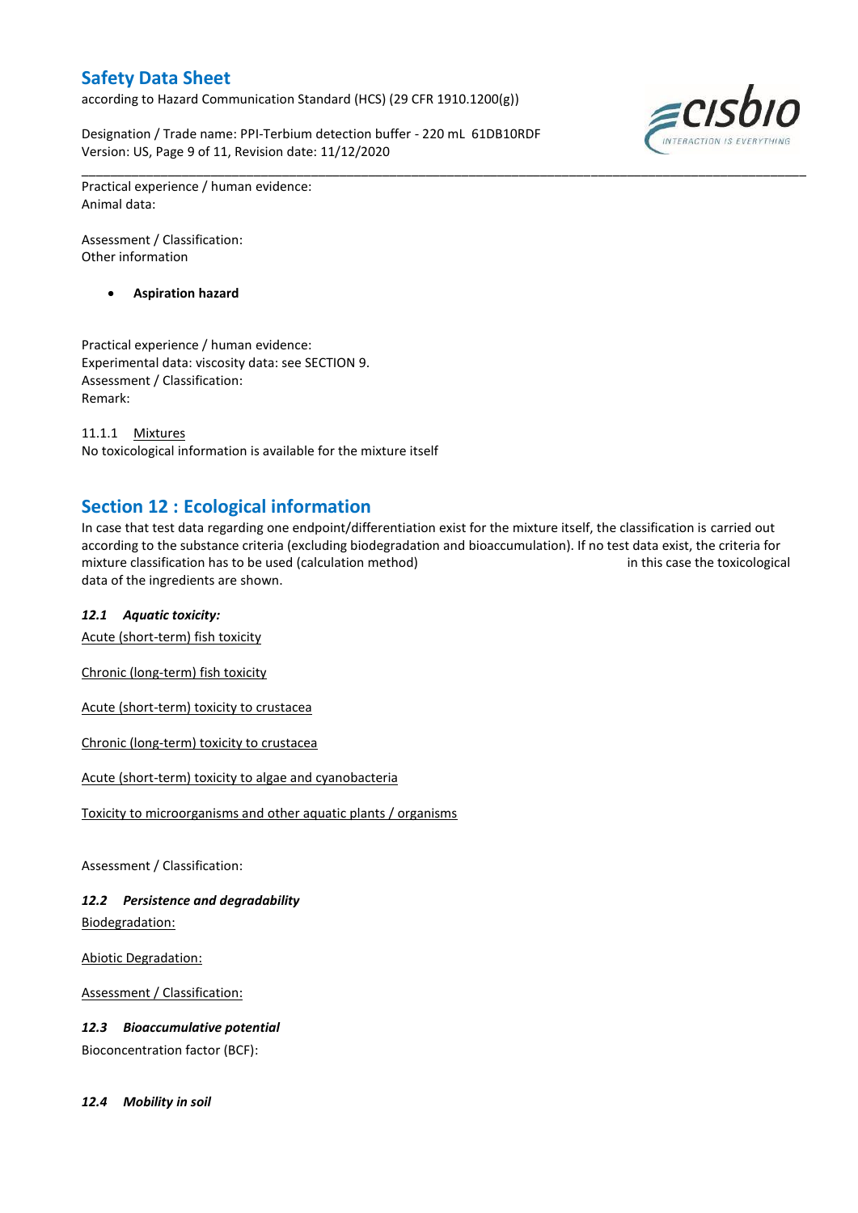Practical experience / human evidence:
Animal data:

Assessment / Classification:
Other information

- **Aspiration hazard**

Practical experience / human evidence:
Experimental data: viscosity data: see SECTION 9.
Assessment / Classification:
Remark:

11.1.1 Mixtures
No toxicological information is available for the mixture itself

## Section 12 : Ecological information

In case that test data regarding one endpoint/differentiation exist for the mixture itself, the classification is carried out according to the substance criteria (excluding biodegradation and bioaccumulation). If no test data exist, the criteria for mixture classification has to be used (calculation method) in this case the toxicological data of the ingredients are shown.

### *12.1 Aquatic toxicity:*

Acute (short-term) fish toxicity

Chronic (long-term) fish toxicity

Acute (short-term) toxicity to crustacea

Chronic (long-term) toxicity to crustacea

Acute (short-term) toxicity to algae and cyanobacteria

Toxicity to microorganisms and other aquatic plants / organisms

Assessment / Classification:

### *12.2 Persistence and degradability*

Biodegradation:

Abiotic Degradation:

Assessment / Classification:

### *12.3 Bioaccumulative potential*

Bioconcentration factor (BCF):

### *12.4 Mobility in soil*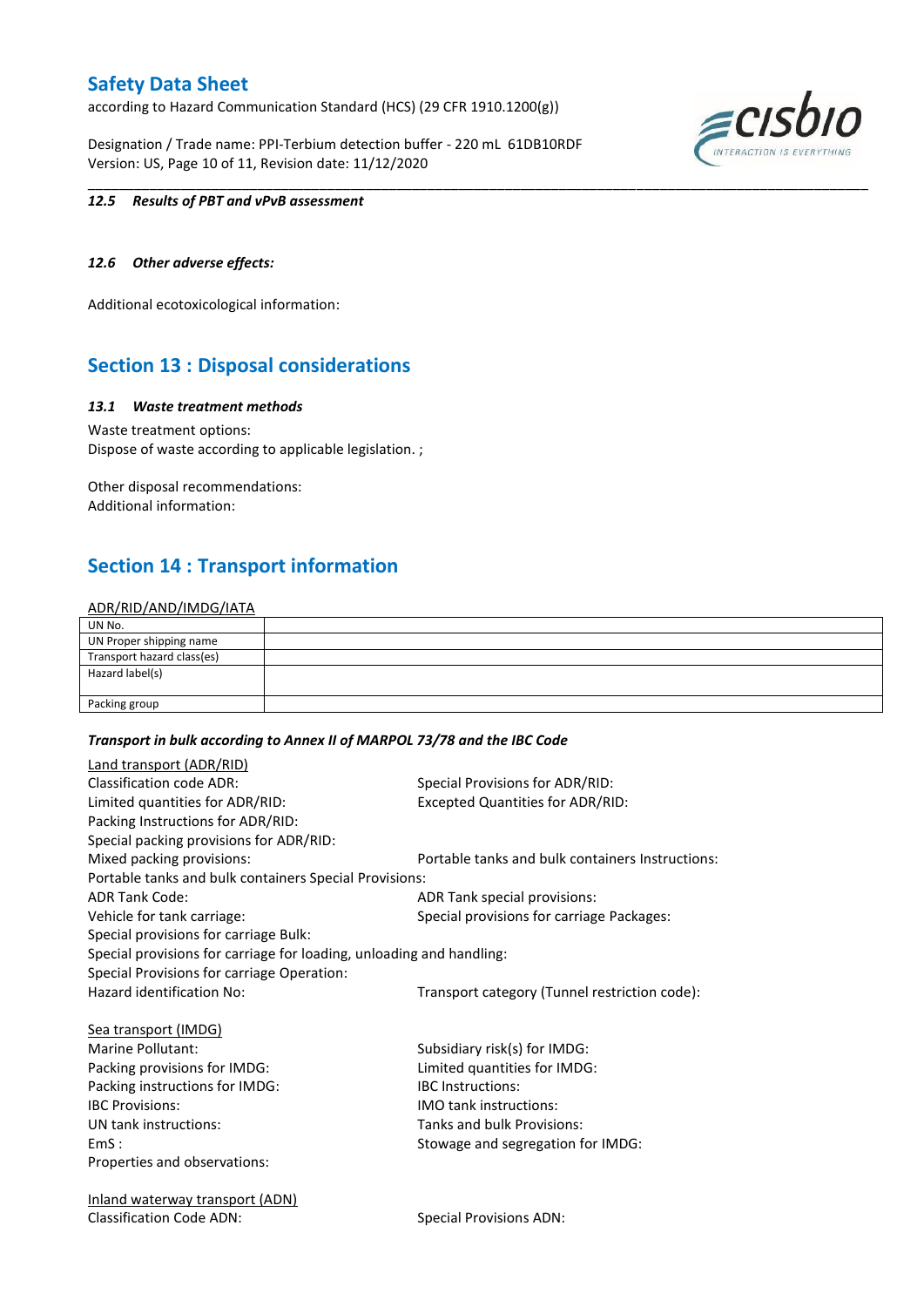#### *12.5 Results of PBT and vPvB assessment*

#### *12.6 Other adverse effects:*

Additional ecotoxicological information:

## Section 13 : Disposal considerations

#### *13.1 Waste treatment methods*

Waste treatment options:
Dispose of waste according to applicable legislation. ;

Other disposal recommendations:
Additional information:

## Section 14 : Transport information

ADR/RID/AND/IMDG/IATA

| | |
|---|---|
| UN No. | |
| UN Proper shipping name | |
| Transport hazard class(es) | |
| Hazard label(s) | |
| Packing group | |

***Transport in bulk according to Annex II of MARPOL 73/78 and the IBC Code***

Land transport (ADR/RID)

Classification code ADR:
Special Provisions for ADR/RID:
Limited quantities for ADR/RID:
Excepted Quantities for ADR/RID:
Packing Instructions for ADR/RID:
Special packing provisions for ADR/RID:
Mixed packing provisions:
Portable tanks and bulk containers Instructions:
Portable tanks and bulk containers Special Provisions:
ADR Tank Code:
ADR Tank special provisions:
Vehicle for tank carriage:
Special provisions for carriage Packages:
Special provisions for carriage Bulk:
Special provisions for carriage for loading, unloading and handling:
Special Provisions for carriage Operation:
Hazard identification No:
Transport category (Tunnel restriction code):

Sea transport (IMDG)

Marine Pollutant:
Subsidiary risk(s) for IMDG:
Packing provisions for IMDG:
Limited quantities for IMDG:
Packing instructions for IMDG:
IBC Instructions:
IBC Provisions:
IMO tank instructions:
UN tank instructions:
Tanks and bulk Provisions:
EmS :
Stowage and segregation for IMDG:
Properties and observations:

Inland waterway transport (ADN)

Classification Code ADN:
Special Provisions ADN: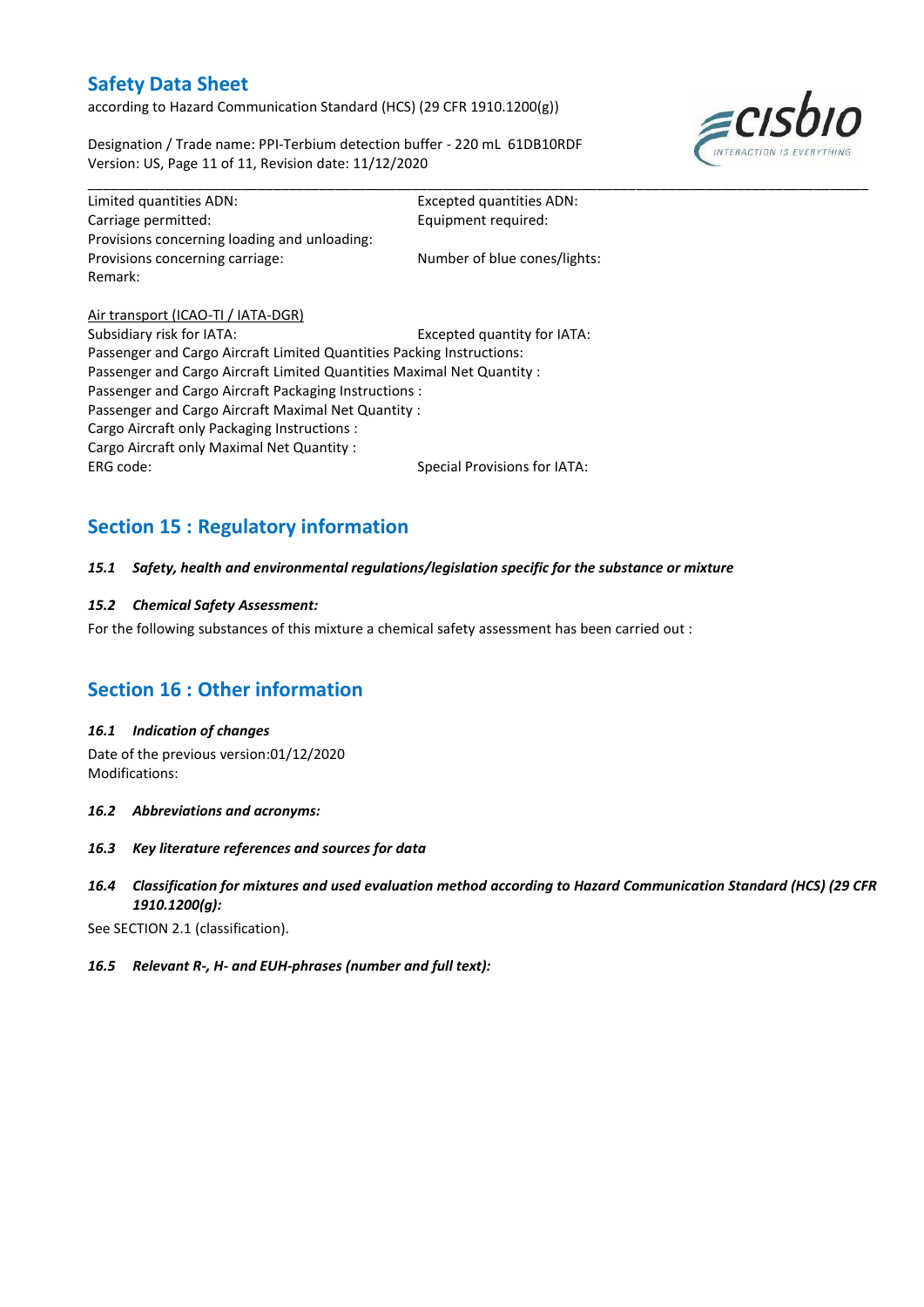Limited quantities ADN: Excepted quantities ADN:
Carriage permitted: Equipment required:
Provisions concerning loading and unloading:
Provisions concerning carriage: Number of blue cones/lights:
Remark:

Air transport (ICAO-TI / IATA-DGR)
Subsidiary risk for IATA: Excepted quantity for IATA:
Passenger and Cargo Aircraft Limited Quantities Packing Instructions:
Passenger and Cargo Aircraft Limited Quantities Maximal Net Quantity :
Passenger and Cargo Aircraft Packaging Instructions :
Passenger and Cargo Aircraft Maximal Net Quantity :
Cargo Aircraft only Packaging Instructions :
Cargo Aircraft only Maximal Net Quantity :
ERG code: Special Provisions for IATA:

## Section 15 : Regulatory information

### *15.1 Safety, health and environmental regulations/legislation specific for the substance or mixture*

### *15.2 Chemical Safety Assessment:*

For the following substances of this mixture a chemical safety assessment has been carried out :

## Section 16 : Other information

### *16.1 Indication of changes*

Date of the previous version:01/12/2020
Modifications:

### *16.2 Abbreviations and acronyms:*

### *16.3 Key literature references and sources for data*

### *16.4 Classification for mixtures and used evaluation method according to Hazard Communication Standard (HCS) (29 CFR 1910.1200(g):*

See SECTION 2.1 (classification).

### *16.5 Relevant R-, H- and EUH-phrases (number and full text):*